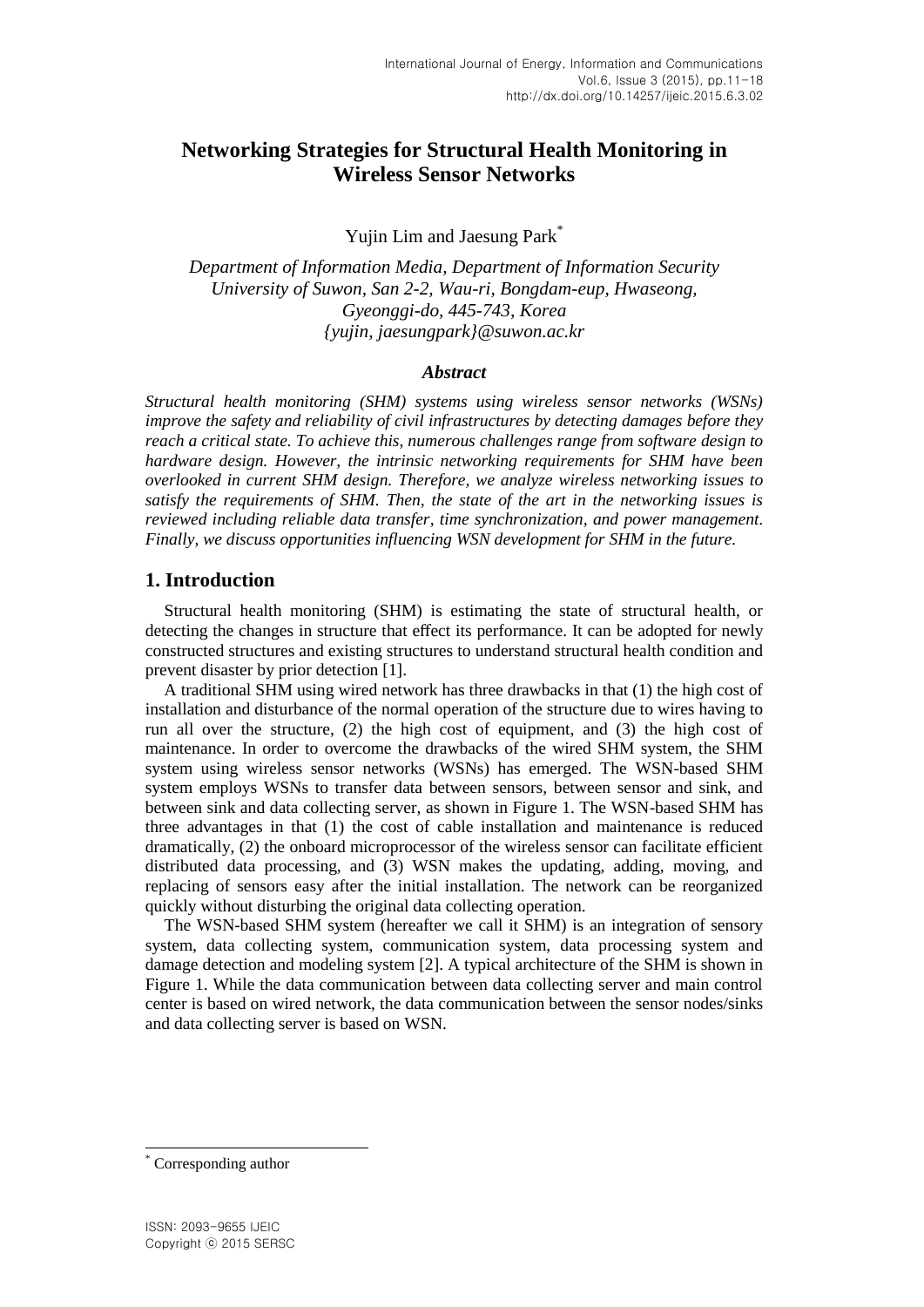# Networking Strategies for Structural Health Monitoring in Wireless Sensor Networks

Yujin Lim and Jaesung Park*

*Department of Information Media, Department of Information Security*
*University of Suwon, San 2-2, Wau-ri, Bongdam-eup, Hwaseong, Gyeonggi-do, 445-743, Korea*
*{yujin, jaesungpark}@suwon.ac.kr*

### *Abstract*

*Structural health monitoring (SHM) systems using wireless sensor networks (WSNs) improve the safety and reliability of civil infrastructures by detecting damages before they reach a critical state. To achieve this, numerous challenges range from software design to hardware design. However, the intrinsic networking requirements for SHM have been overlooked in current SHM design. Therefore, we analyze wireless networking issues to satisfy the requirements of SHM. Then, the state of the art in the networking issues is reviewed including reliable data transfer, time synchronization, and power management. Finally, we discuss opportunities influencing WSN development for SHM in the future.*

## 1. Introduction

Structural health monitoring (SHM) is estimating the state of structural health, or detecting the changes in structure that effect its performance. It can be adopted for newly constructed structures and existing structures to understand structural health condition and prevent disaster by prior detection [1].

A traditional SHM using wired network has three drawbacks in that (1) the high cost of installation and disturbance of the normal operation of the structure due to wires having to run all over the structure, (2) the high cost of equipment, and (3) the high cost of maintenance. In order to overcome the drawbacks of the wired SHM system, the SHM system using wireless sensor networks (WSNs) has emerged. The WSN-based SHM system employs WSNs to transfer data between sensors, between sensor and sink, and between sink and data collecting server, as shown in Figure 1. The WSN-based SHM has three advantages in that (1) the cost of cable installation and maintenance is reduced dramatically, (2) the onboard microprocessor of the wireless sensor can facilitate efficient distributed data processing, and (3) WSN makes the updating, adding, moving, and replacing of sensors easy after the initial installation. The network can be reorganized quickly without disturbing the original data collecting operation.

The WSN-based SHM system (hereafter we call it SHM) is an integration of sensory system, data collecting system, communication system, data processing system and damage detection and modeling system [2]. A typical architecture of the SHM is shown in Figure 1. While the data communication between data collecting server and main control center is based on wired network, the data communication between the sensor nodes/sinks and data collecting server is based on WSN.

---

* Corresponding author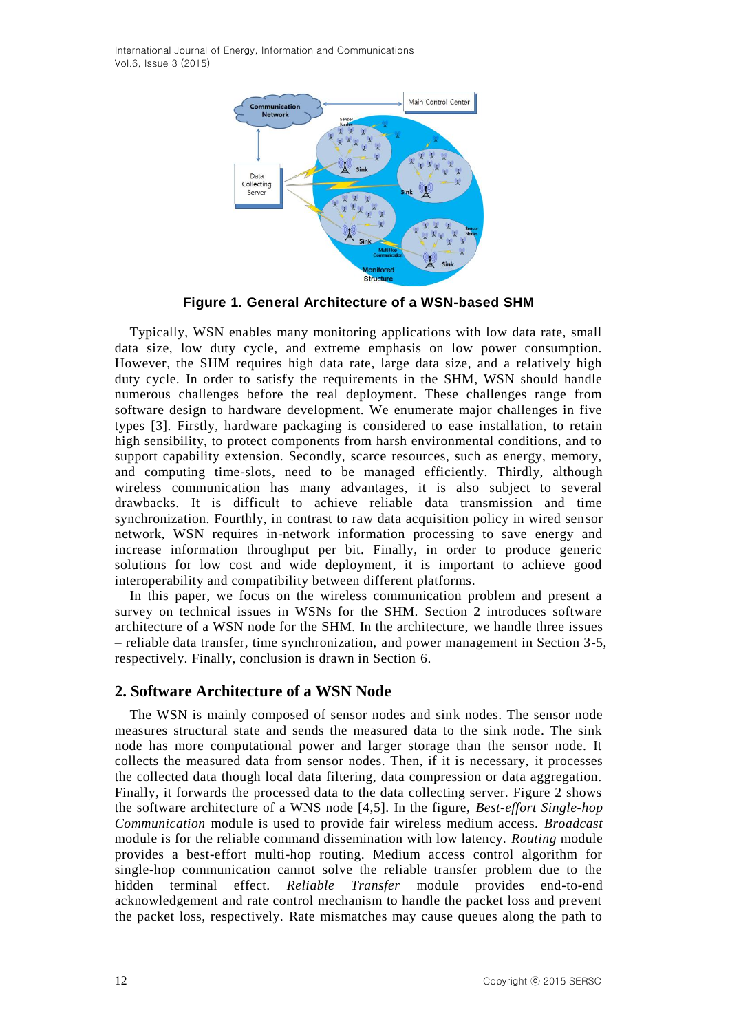**Figure 1. General Architecture of a WSN-based SHM**

Typically, WSN enables many monitoring applications with low data rate, small data size, low duty cycle, and extreme emphasis on low power consumption. However, the SHM requires high data rate, large data size, and a relatively high duty cycle. In order to satisfy the requirements in the SHM, WSN should handle numerous challenges before the real deployment. These challenges range from software design to hardware development. We enumerate major challenges in five types [3]. Firstly, hardware packaging is considered to ease installation, to retain high sensibility, to protect components from harsh environmental conditions, and to support capability extension. Secondly, scarce resources, such as energy, memory, and computing time-slots, need to be managed efficiently. Thirdly, although wireless communication has many advantages, it is also subject to several drawbacks. It is difficult to achieve reliable data transmission and time synchronization. Fourthly, in contrast to raw data acquisition policy in wired sensor network, WSN requires in-network information processing to save energy and increase information throughput per bit. Finally, in order to produce generic solutions for low cost and wide deployment, it is important to achieve good interoperability and compatibility between different platforms.

In this paper, we focus on the wireless communication problem and present a survey on technical issues in WSNs for the SHM. Section 2 introduces software architecture of a WSN node for the SHM. In the architecture, we handle three issues – reliable data transfer, time synchronization, and power management in Section 3-5, respectively. Finally, conclusion is drawn in Section 6.

## 2. Software Architecture of a WSN Node

The WSN is mainly composed of sensor nodes and sink nodes. The sensor node measures structural state and sends the measured data to the sink node. The sink node has more computational power and larger storage than the sensor node. It collects the measured data from sensor nodes. Then, if it is necessary, it processes the collected data though local data filtering, data compression or data aggregation. Finally, it forwards the processed data to the data collecting server. Figure 2 shows the software architecture of a WNS node [4,5]. In the figure, *Best-effort Single-hop Communication* module is used to provide fair wireless medium access. *Broadcast* module is for the reliable command dissemination with low latency. *Routing* module provides a best-effort multi-hop routing. Medium access control algorithm for single-hop communication cannot solve the reliable transfer problem due to the hidden terminal effect. *Reliable Transfer* module provides end-to-end acknowledgement and rate control mechanism to handle the packet loss and prevent the packet loss, respectively. Rate mismatches may cause queues along the path to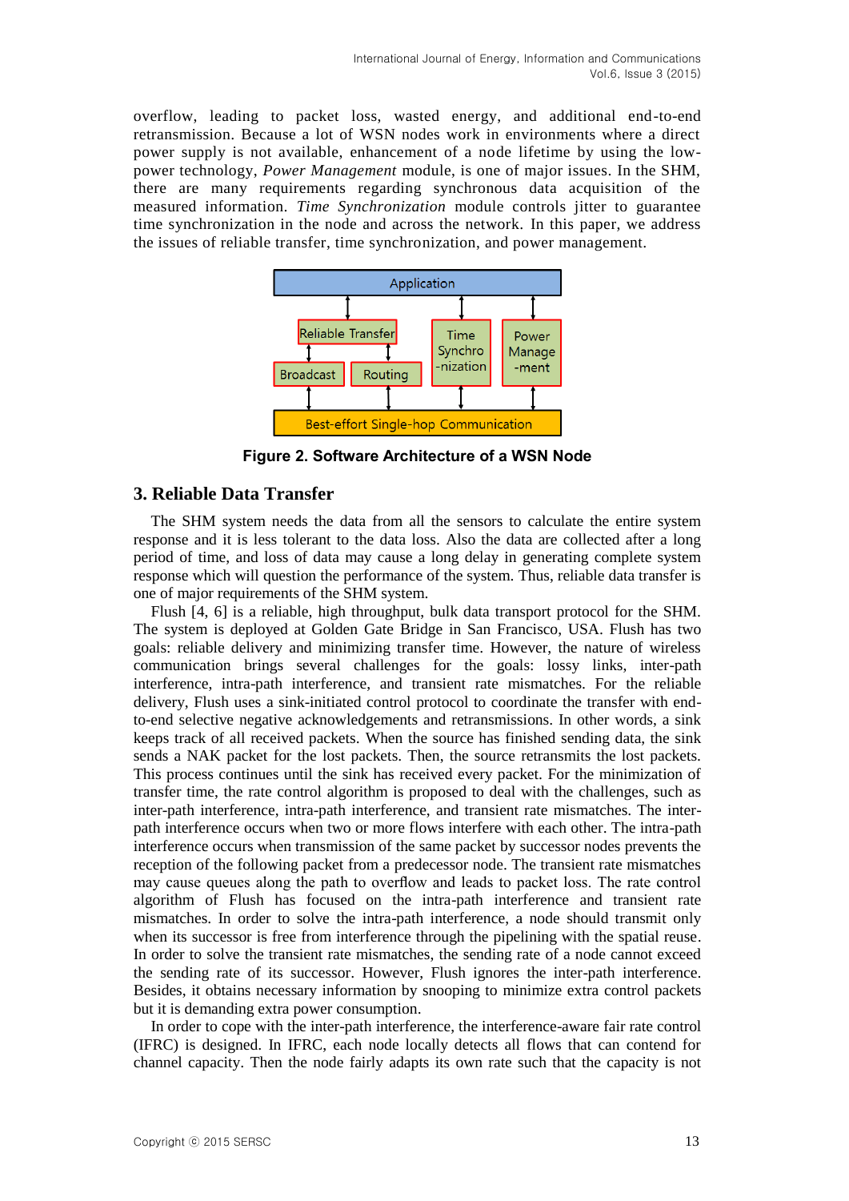overflow, leading to packet loss, wasted energy, and additional end-to-end retransmission. Because a lot of WSN nodes work in environments where a direct power supply is not available, enhancement of a node lifetime by using the low-power technology, *Power Management* module, is one of major issues. In the SHM, there are many requirements regarding synchronous data acquisition of the measured information. *Time Synchronization* module controls jitter to guarantee time synchronization in the node and across the network. In this paper, we address the issues of reliable transfer, time synchronization, and power management.

**Figure 2. Software Architecture of a WSN Node**

## 3. Reliable Data Transfer

The SHM system needs the data from all the sensors to calculate the entire system response and it is less tolerant to the data loss. Also the data are collected after a long period of time, and loss of data may cause a long delay in generating complete system response which will question the performance of the system. Thus, reliable data transfer is one of major requirements of the SHM system.

Flush [4, 6] is a reliable, high throughput, bulk data transport protocol for the SHM. The system is deployed at Golden Gate Bridge in San Francisco, USA. Flush has two goals: reliable delivery and minimizing transfer time. However, the nature of wireless communication brings several challenges for the goals: lossy links, inter-path interference, intra-path interference, and transient rate mismatches. For the reliable delivery, Flush uses a sink-initiated control protocol to coordinate the transfer with end-to-end selective negative acknowledgements and retransmissions. In other words, a sink keeps track of all received packets. When the source has finished sending data, the sink sends a NAK packet for the lost packets. Then, the source retransmits the lost packets. This process continues until the sink has received every packet. For the minimization of transfer time, the rate control algorithm is proposed to deal with the challenges, such as inter-path interference, intra-path interference, and transient rate mismatches. The inter-path interference occurs when two or more flows interfere with each other. The intra-path interference occurs when transmission of the same packet by successor nodes prevents the reception of the following packet from a predecessor node. The transient rate mismatches may cause queues along the path to overflow and leads to packet loss. The rate control algorithm of Flush has focused on the intra-path interference and transient rate mismatches. In order to solve the intra-path interference, a node should transmit only when its successor is free from interference through the pipelining with the spatial reuse. In order to solve the transient rate mismatches, the sending rate of a node cannot exceed the sending rate of its successor. However, Flush ignores the inter-path interference. Besides, it obtains necessary information by snooping to minimize extra control packets but it is demanding extra power consumption.

In order to cope with the inter-path interference, the interference-aware fair rate control (IFRC) is designed. In IFRC, each node locally detects all flows that can contend for channel capacity. Then the node fairly adapts its own rate such that the capacity is not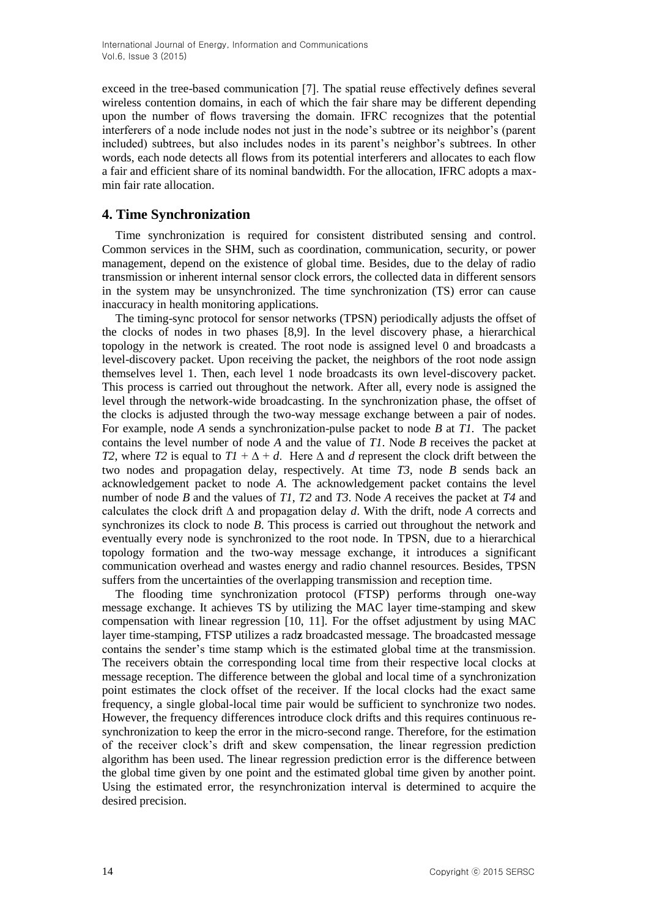exceed in the tree-based communication [7]. The spatial reuse effectively defines several wireless contention domains, in each of which the fair share may be different depending upon the number of flows traversing the domain. IFRC recognizes that the potential interferers of a node include nodes not just in the node's subtree or its neighbor's (parent included) subtrees, but also includes nodes in its parent's neighbor's subtrees. In other words, each node detects all flows from its potential interferers and allocates to each flow a fair and efficient share of its nominal bandwidth. For the allocation, IFRC adopts a max-min fair rate allocation.

## 4. Time Synchronization

Time synchronization is required for consistent distributed sensing and control. Common services in the SHM, such as coordination, communication, security, or power management, depend on the existence of global time. Besides, due to the delay of radio transmission or inherent internal sensor clock errors, the collected data in different sensors in the system may be unsynchronized. The time synchronization (TS) error can cause inaccuracy in health monitoring applications.

The timing-sync protocol for sensor networks (TPSN) periodically adjusts the offset of the clocks of nodes in two phases [8,9]. In the level discovery phase, a hierarchical topology in the network is created. The root node is assigned level 0 and broadcasts a level-discovery packet. Upon receiving the packet, the neighbors of the root node assign themselves level 1. Then, each level 1 node broadcasts its own level-discovery packet. This process is carried out throughout the network. After all, every node is assigned the level through the network-wide broadcasting. In the synchronization phase, the offset of the clocks is adjusted through the two-way message exchange between a pair of nodes. For example, node *A* sends a synchronization-pulse packet to node *B* at $T1$. The packet contains the level number of node *A* and the value of $T1$. Node *B* receives the packet at $T2$, where $T2$ is equal to $T1 + \Delta + d$. Here $\Delta$ and $d$ represent the clock drift between the two nodes and propagation delay, respectively. At time $T3$, node *B* sends back an acknowledgement packet to node *A*. The acknowledgement packet contains the level number of node *B* and the values of $T1$, $T2$ and $T3$. Node *A* receives the packet at $T4$ and calculates the clock drift $\Delta$ and propagation delay $d$. With the drift, node *A* corrects and synchronizes its clock to node *B*. This process is carried out throughout the network and eventually every node is synchronized to the root node. In TPSN, due to a hierarchical topology formation and the two-way message exchange, it introduces a significant communication overhead and wastes energy and radio channel resources. Besides, TPSN suffers from the uncertainties of the overlapping transmission and reception time.

The flooding time synchronization protocol (FTSP) performs through one-way message exchange. It achieves TS by utilizing the MAC layer time-stamping and skew compensation with linear regression [10, 11]. For the offset adjustment by using MAC layer time-stamping, FTSP utilizes a rad**z** broadcasted message. The broadcasted message contains the sender's time stamp which is the estimated global time at the transmission. The receivers obtain the corresponding local time from their respective local clocks at message reception. The difference between the global and local time of a synchronization point estimates the clock offset of the receiver. If the local clocks had the exact same frequency, a single global-local time pair would be sufficient to synchronize two nodes. However, the frequency differences introduce clock drifts and this requires continuous re-synchronization to keep the error in the micro-second range. Therefore, for the estimation of the receiver clock's drift and skew compensation, the linear regression prediction algorithm has been used. The linear regression prediction error is the difference between the global time given by one point and the estimated global time given by another point. Using the estimated error, the resynchronization interval is determined to acquire the desired precision.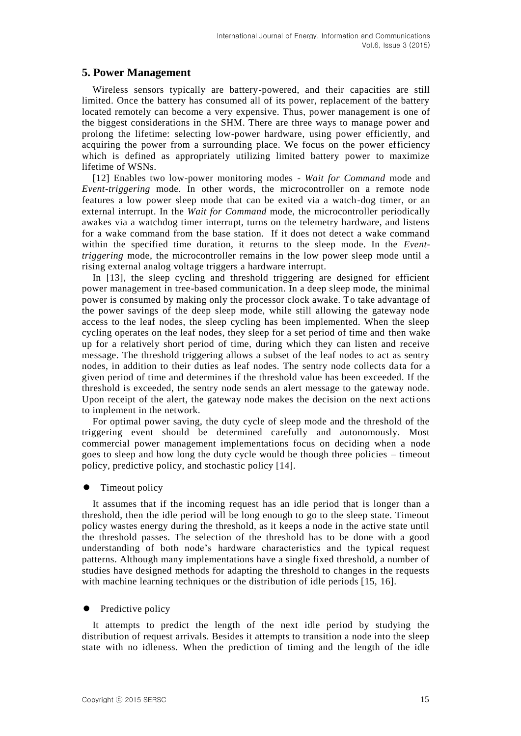## 5. Power Management

Wireless sensors typically are battery-powered, and their capacities are still limited. Once the battery has consumed all of its power, replacement of the battery located remotely can become a very expensive. Thus, power management is one of the biggest considerations in the SHM. There are three ways to manage power and prolong the lifetime: selecting low-power hardware, using power efficiently, and acquiring the power from a surrounding place. We focus on the power efficiency which is defined as appropriately utilizing limited battery power to maximize lifetime of WSNs.

[12] Enables two low-power monitoring modes - *Wait for Command* mode and *Event-triggering* mode. In other words, the microcontroller on a remote node features a low power sleep mode that can be exited via a watch-dog timer, or an external interrupt. In the *Wait for Command* mode, the microcontroller periodically awakes via a watchdog timer interrupt, turns on the telemetry hardware, and listens for a wake command from the base station. If it does not detect a wake command within the specified time duration, it returns to the sleep mode. In the *Event-triggering* mode, the microcontroller remains in the low power sleep mode until a rising external analog voltage triggers a hardware interrupt.

In [13], the sleep cycling and threshold triggering are designed for efficient power management in tree-based communication. In a deep sleep mode, the minimal power is consumed by making only the processor clock awake. To take advantage of the power savings of the deep sleep mode, while still allowing the gateway node access to the leaf nodes, the sleep cycling has been implemented. When the sleep cycling operates on the leaf nodes, they sleep for a set period of time and then wake up for a relatively short period of time, during which they can listen and receive message. The threshold triggering allows a subset of the leaf nodes to act as sentry nodes, in addition to their duties as leaf nodes. The sentry node collects data for a given period of time and determines if the threshold value has been exceeded. If the threshold is exceeded, the sentry node sends an alert message to the gateway node. Upon receipt of the alert, the gateway node makes the decision on the next actions to implement in the network.

For optimal power saving, the duty cycle of sleep mode and the threshold of the triggering event should be determined carefully and autonomously. Most commercial power management implementations focus on deciding when a node goes to sleep and how long the duty cycle would be though three policies – timeout policy, predictive policy, and stochastic policy [14].

- Timeout policy

It assumes that if the incoming request has an idle period that is longer than a threshold, then the idle period will be long enough to go to the sleep state. Timeout policy wastes energy during the threshold, as it keeps a node in the active state until the threshold passes. The selection of the threshold has to be done with a good understanding of both node's hardware characteristics and the typical request patterns. Although many implementations have a single fixed threshold, a number of studies have designed methods for adapting the threshold to changes in the requests with machine learning techniques or the distribution of idle periods [15, 16].

- Predictive policy

It attempts to predict the length of the next idle period by studying the distribution of request arrivals. Besides it attempts to transition a node into the sleep state with no idleness. When the prediction of timing and the length of the idle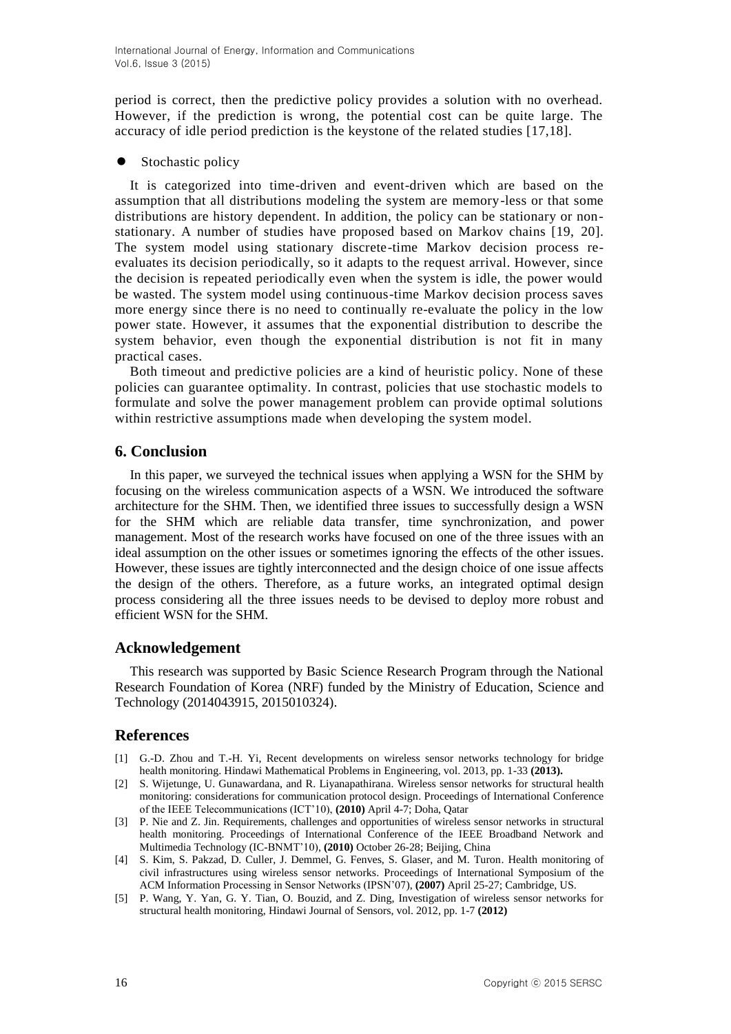period is correct, then the predictive policy provides a solution with no overhead. However, if the prediction is wrong, the potential cost can be quite large. The accuracy of idle period prediction is the keystone of the related studies [17,18].

- Stochastic policy

It is categorized into time-driven and event-driven which are based on the assumption that all distributions modeling the system are memory-less or that some distributions are history dependent. In addition, the policy can be stationary or non-stationary. A number of studies have proposed based on Markov chains [19, 20]. The system model using stationary discrete-time Markov decision process re-evaluates its decision periodically, so it adapts to the request arrival. However, since the decision is repeated periodically even when the system is idle, the power would be wasted. The system model using continuous-time Markov decision process saves more energy since there is no need to continually re-evaluate the policy in the low power state. However, it assumes that the exponential distribution to describe the system behavior, even though the exponential distribution is not fit in many practical cases.

Both timeout and predictive policies are a kind of heuristic policy. None of these policies can guarantee optimality. In contrast, policies that use stochastic models to formulate and solve the power management problem can provide optimal solutions within restrictive assumptions made when developing the system model.

## 6. Conclusion

In this paper, we surveyed the technical issues when applying a WSN for the SHM by focusing on the wireless communication aspects of a WSN. We introduced the software architecture for the SHM. Then, we identified three issues to successfully design a WSN for the SHM which are reliable data transfer, time synchronization, and power management. Most of the research works have focused on one of the three issues with an ideal assumption on the other issues or sometimes ignoring the effects of the other issues. However, these issues are tightly interconnected and the design choice of one issue affects the design of the others. Therefore, as a future works, an integrated optimal design process considering all the three issues needs to be devised to deploy more robust and efficient WSN for the SHM.

## Acknowledgement

This research was supported by Basic Science Research Program through the National Research Foundation of Korea (NRF) funded by the Ministry of Education, Science and Technology (2014043915, 2015010324).

## References

[1] G.-D. Zhou and T.-H. Yi, Recent developments on wireless sensor networks technology for bridge health monitoring. Hindawi Mathematical Problems in Engineering, vol. 2013, pp. 1-33 **(2013).**

[2] S. Wijetunge, U. Gunawardana, and R. Liyanapathirana. Wireless sensor networks for structural health monitoring: considerations for communication protocol design. Proceedings of International Conference of the IEEE Telecommunications (ICT'10), **(2010)** April 4-7; Doha, Qatar

[3] P. Nie and Z. Jin. Requirements, challenges and opportunities of wireless sensor networks in structural health monitoring. Proceedings of International Conference of the IEEE Broadband Network and Multimedia Technology (IC-BNMT'10), **(2010)** October 26-28; Beijing, China

[4] S. Kim, S. Pakzad, D. Culler, J. Demmel, G. Fenves, S. Glaser, and M. Turon. Health monitoring of civil infrastructures using wireless sensor networks. Proceedings of International Symposium of the ACM Information Processing in Sensor Networks (IPSN'07), **(2007)** April 25-27; Cambridge, US.

[5] P. Wang, Y. Yan, G. Y. Tian, O. Bouzid, and Z. Ding, Investigation of wireless sensor networks for structural health monitoring, Hindawi Journal of Sensors, vol. 2012, pp. 1-7 **(2012)**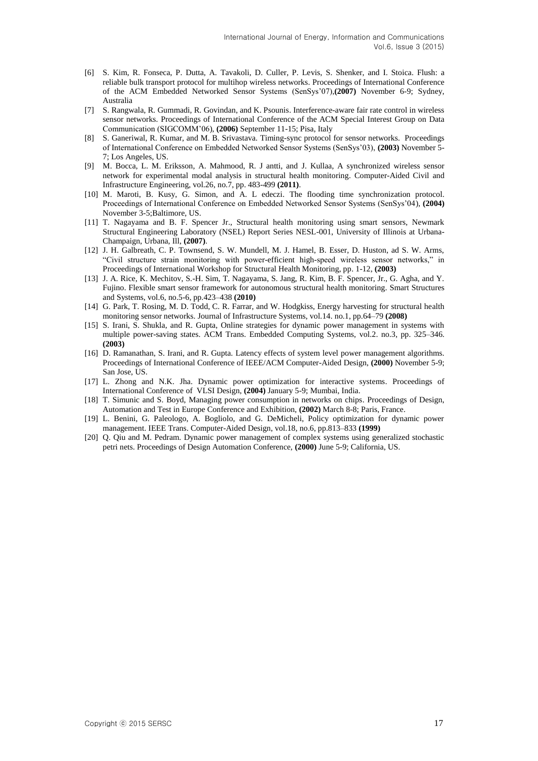[6] S. Kim, R. Fonseca, P. Dutta, A. Tavakoli, D. Culler, P. Levis, S. Shenker, and I. Stoica. Flush: a reliable bulk transport protocol for multihop wireless networks. Proceedings of International Conference of the ACM Embedded Networked Sensor Systems (SenSys'07),**(2007)** November 6-9; Sydney, Australia

[7] S. Rangwala, R. Gummadi, R. Govindan, and K. Psounis. Interference-aware fair rate control in wireless sensor networks. Proceedings of International Conference of the ACM Special Interest Group on Data Communication (SIGCOMM'06), **(2006)** September 11-15; Pisa, Italy

[8] S. Ganeriwal, R. Kumar, and M. B. Srivastava. Timing-sync protocol for sensor networks. Proceedings of International Conference on Embedded Networked Sensor Systems (SenSys'03), **(2003)** November 5-7; Los Angeles, US.

[9] M. Bocca, L. M. Eriksson, A. Mahmood, R. J antti, and J. Kullaa, A synchronized wireless sensor network for experimental modal analysis in structural health monitoring. Computer-Aided Civil and Infrastructure Engineering, vol.26, no.7, pp. 483-499 **(2011)**.

[10] M. Maroti, B. Kusy, G. Simon, and A. L edeczi. The flooding time synchronization protocol. Proceedings of International Conference on Embedded Networked Sensor Systems (SenSys'04), **(2004)** November 3-5;Baltimore, US.

[11] T. Nagayama and B. F. Spencer Jr., Structural health monitoring using smart sensors, Newmark Structural Engineering Laboratory (NSEL) Report Series NESL-001, University of Illinois at Urbana-Champaign, Urbana, Ill, **(2007)**.

[12] J. H. Galbreath, C. P. Townsend, S. W. Mundell, M. J. Hamel, B. Esser, D. Huston, ad S. W. Arms, "Civil structure strain monitoring with power-efficient high-speed wireless sensor networks," in Proceedings of International Workshop for Structural Health Monitoring, pp. 1-12, **(2003)**

[13] J. A. Rice, K. Mechitov, S.-H. Sim, T. Nagayama, S. Jang, R. Kim, B. F. Spencer, Jr., G. Agha, and Y. Fujino. Flexible smart sensor framework for autonomous structural health monitoring. Smart Structures and Systems, vol.6, no.5-6, pp.423–438 **(2010)**

[14] G. Park, T. Rosing, M. D. Todd, C. R. Farrar, and W. Hodgkiss, Energy harvesting for structural health monitoring sensor networks. Journal of Infrastructure Systems, vol.14. no.1, pp.64–79 **(2008)**

[15] S. Irani, S. Shukla, and R. Gupta, Online strategies for dynamic power management in systems with multiple power-saving states. ACM Trans. Embedded Computing Systems, vol.2. no.3, pp. 325–346. **(2003)**

[16] D. Ramanathan, S. Irani, and R. Gupta. Latency effects of system level power management algorithms. Proceedings of International Conference of IEEE/ACM Computer-Aided Design, **(2000)** November 5-9; San Jose, US.

[17] L. Zhong and N.K. Jha. Dynamic power optimization for interactive systems. Proceedings of International Conference of VLSI Design, **(2004)** January 5-9; Mumbai, India.

[18] T. Simunic and S. Boyd, Managing power consumption in networks on chips. Proceedings of Design, Automation and Test in Europe Conference and Exhibition, **(2002)** March 8-8; Paris, France.

[19] L. Benini, G. Paleologo, A. Bogliolo, and G. DeMicheli, Policy optimization for dynamic power management. IEEE Trans. Computer-Aided Design, vol.18, no.6, pp.813–833 **(1999)**

[20] Q. Qiu and M. Pedram. Dynamic power management of complex systems using generalized stochastic petri nets. Proceedings of Design Automation Conference, **(2000)** June 5-9; California, US.